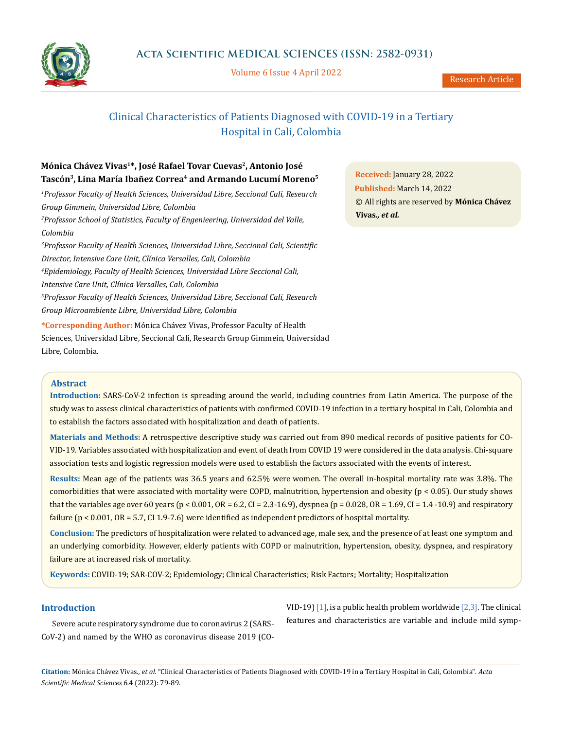# Clinical Characteristics of Patients Diagnosed with COVID-19 in a Tertiary Hospital in Cali, Colombia

**Mónica Chávez Vivas[1]*, José Rafael Tovar Cuevas[2], Antonio José Tascón[3], Lina María Ibañez Correa[4] and Armando Lucumí Moreno[5]**

[1]*Professor Faculty of Health Sciences, Universidad Libre, Seccional Cali, Research Group Gimmein, Universidad Libre, Colombia*

[2]*Professor School of Statistics, Faculty of Engenieering, Universidad del Valle, Colombia*

[3]*Professor Faculty of Health Sciences, Universidad Libre, Seccional Cali, Scientific Director, Intensive Care Unit, Clínica Versalles, Cali, Colombia*

[4]*Epidemiology, Faculty of Health Sciences, Universidad Libre Seccional Cali, Intensive Care Unit, Clínica Versalles, Cali, Colombia*

[5]*Professor Faculty of Health Sciences, Universidad Libre, Seccional Cali, Research Group Microambiente Libre, Universidad Libre, Colombia*

**\*Corresponding Author:** Mónica Chávez Vivas, Professor Faculty of Health Sciences, Universidad Libre, Seccional Cali, Research Group Gimmein, Universidad Libre, Colombia.

**Received:** January 28, 2022

**Published:** March 14, 2022

© All rights are reserved by **Mónica Chávez Vivas., *et al.***

## Abstract

**Introduction:** SARS-CoV-2 infection is spreading around the world, including countries from Latin America. The purpose of the study was to assess clinical characteristics of patients with confirmed COVID-19 infection in a tertiary hospital in Cali, Colombia and to establish the factors associated with hospitalization and death of patients.

**Materials and Methods:** A retrospective descriptive study was carried out from 890 medical records of positive patients for COVID-19. Variables associated with hospitalization and event of death from COVID 19 were considered in the data analysis. Chi-square association tests and logistic regression models were used to establish the factors associated with the events of interest.

**Results:** Mean age of the patients was 36.5 years and 62.5% were women. The overall in-hospital mortality rate was 3.8%. The comorbidities that were associated with mortality were COPD, malnutrition, hypertension and obesity ($p < 0.05$). Our study shows that the variables age over 60 years ($p < 0.001$, OR = 6.2, CI = 2.3-16.9), dyspnea ($p = 0.028$, OR = 1.69, CI = 1.4 -10.9) and respiratory failure ($p < 0.001$, OR = 5.7, CI 1.9-7.6) were identified as independent predictors of hospital mortality.

**Conclusion:** The predictors of hospitalization were related to advanced age, male sex, and the presence of at least one symptom and an underlying comorbidity. However, elderly patients with COPD or malnutrition, hypertension, obesity, dyspnea, and respiratory failure are at increased risk of mortality.

**Keywords:** COVID-19; SAR-COV-2; Epidemiology; Clinical Characteristics; Risk Factors; Mortality; Hospitalization

## Introduction

Severe acute respiratory syndrome due to coronavirus 2 (SARS-CoV-2) and named by the WHO as coronavirus disease 2019 (COVID-19) [1], is a public health problem worldwide [2,3]. The clinical features and characteristics are variable and include mild symp-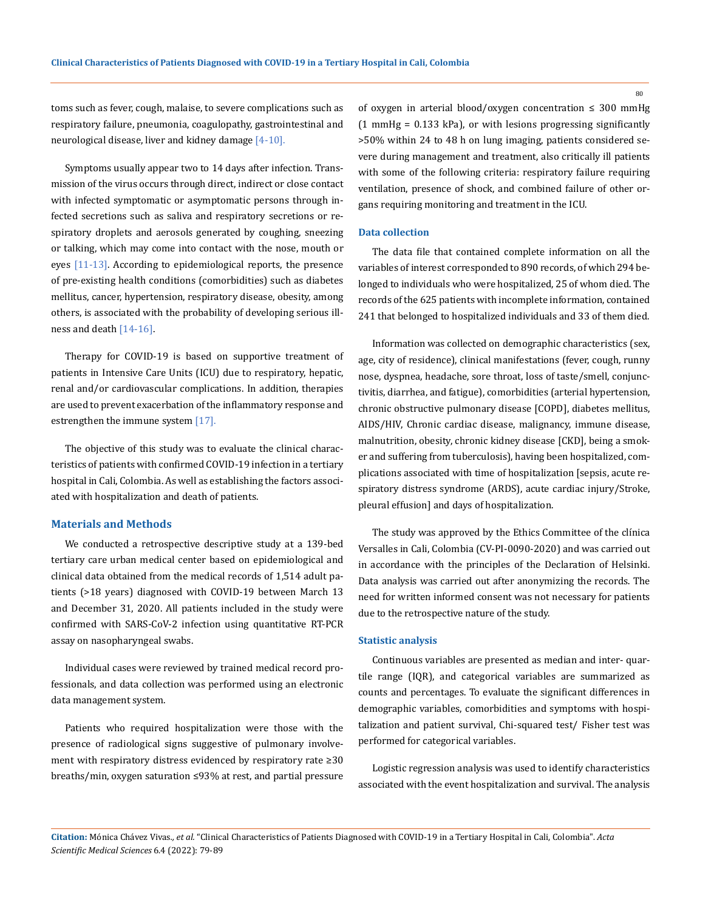toms such as fever, cough, malaise, to severe complications such as respiratory failure, pneumonia, coagulopathy, gastrointestinal and neurological disease, liver and kidney damage [4-10].

Symptoms usually appear two to 14 days after infection. Transmission of the virus occurs through direct, indirect or close contact with infected symptomatic or asymptomatic persons through infected secretions such as saliva and respiratory secretions or respiratory droplets and aerosols generated by coughing, sneezing or talking, which may come into contact with the nose, mouth or eyes [11-13]. According to epidemiological reports, the presence of pre-existing health conditions (comorbidities) such as diabetes mellitus, cancer, hypertension, respiratory disease, obesity, among others, is associated with the probability of developing serious illness and death [14-16].

Therapy for COVID-19 is based on supportive treatment of patients in Intensive Care Units (ICU) due to respiratory, hepatic, renal and/or cardiovascular complications. In addition, therapies are used to prevent exacerbation of the inflammatory response and estrengthen the immune system [17].

The objective of this study was to evaluate the clinical characteristics of patients with confirmed COVID-19 infection in a tertiary hospital in Cali, Colombia. As well as establishing the factors associated with hospitalization and death of patients.

## Materials and Methods

We conducted a retrospective descriptive study at a 139-bed tertiary care urban medical center based on epidemiological and clinical data obtained from the medical records of 1,514 adult patients (>18 years) diagnosed with COVID-19 between March 13 and December 31, 2020. All patients included in the study were confirmed with SARS-CoV-2 infection using quantitative RT-PCR assay on nasopharyngeal swabs.

Individual cases were reviewed by trained medical record professionals, and data collection was performed using an electronic data management system.

Patients who required hospitalization were those with the presence of radiological signs suggestive of pulmonary involvement with respiratory distress evidenced by respiratory rate ≥30 breaths/min, oxygen saturation ≤93% at rest, and partial pressure of oxygen in arterial blood/oxygen concentration ≤ 300 mmHg (1 mmHg = 0.133 kPa), or with lesions progressing significantly >50% within 24 to 48 h on lung imaging, patients considered severe during management and treatment, also critically ill patients with some of the following criteria: respiratory failure requiring ventilation, presence of shock, and combined failure of other organs requiring monitoring and treatment in the ICU.

### Data collection

The data file that contained complete information on all the variables of interest corresponded to 890 records, of which 294 belonged to individuals who were hospitalized, 25 of whom died. The records of the 625 patients with incomplete information, contained 241 that belonged to hospitalized individuals and 33 of them died.

Information was collected on demographic characteristics (sex, age, city of residence), clinical manifestations (fever, cough, runny nose, dyspnea, headache, sore throat, loss of taste/smell, conjunctivitis, diarrhea, and fatigue), comorbidities (arterial hypertension, chronic obstructive pulmonary disease [COPD], diabetes mellitus, AIDS/HIV, Chronic cardiac disease, malignancy, immune disease, malnutrition, obesity, chronic kidney disease [CKD], being a smoker and suffering from tuberculosis), having been hospitalized, complications associated with time of hospitalization [sepsis, acute respiratory distress syndrome (ARDS), acute cardiac injury/Stroke, pleural effusion] and days of hospitalization.

The study was approved by the Ethics Committee of the clínica Versalles in Cali, Colombia (CV-PI-0090-2020) and was carried out in accordance with the principles of the Declaration of Helsinki. Data analysis was carried out after anonymizing the records. The need for written informed consent was not necessary for patients due to the retrospective nature of the study.

### Statistic analysis

Continuous variables are presented as median and inter- quartile range (IQR), and categorical variables are summarized as counts and percentages. To evaluate the significant differences in demographic variables, comorbidities and symptoms with hospitalization and patient survival, Chi-squared test/ Fisher test was performed for categorical variables.

Logistic regression analysis was used to identify characteristics associated with the event hospitalization and survival. The analysis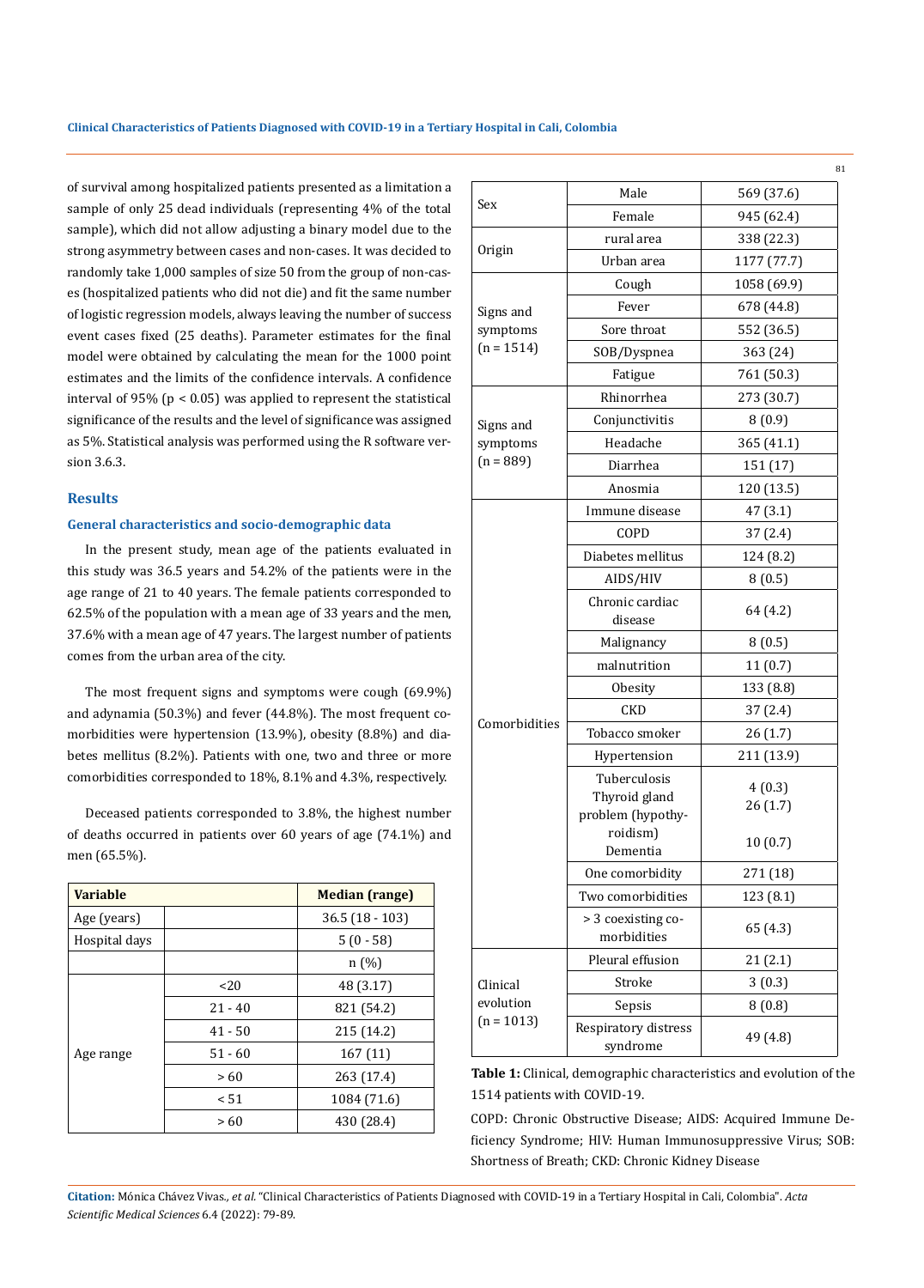of survival among hospitalized patients presented as a limitation a sample of only 25 dead individuals (representing 4% of the total sample), which did not allow adjusting a binary model due to the strong asymmetry between cases and non-cases. It was decided to randomly take 1,000 samples of size 50 from the group of non-cases (hospitalized patients who did not die) and fit the same number of logistic regression models, always leaving the number of success event cases fixed (25 deaths). Parameter estimates for the final model were obtained by calculating the mean for the 1000 point estimates and the limits of the confidence intervals. A confidence interval of 95% ($p < 0.05$) was applied to represent the statistical significance of the results and the level of significance was assigned as 5%. Statistical analysis was performed using the R software version 3.6.3.

## Results

### General characteristics and socio-demographic data

In the present study, mean age of the patients evaluated in this study was 36.5 years and 54.2% of the patients were in the age range of 21 to 40 years. The female patients corresponded to 62.5% of the population with a mean age of 33 years and the men, 37.6% with a mean age of 47 years. The largest number of patients comes from the urban area of the city.

The most frequent signs and symptoms were cough (69.9%) and adynamia (50.3%) and fever (44.8%). The most frequent comorbidities were hypertension (13.9%), obesity (8.8%) and diabetes mellitus (8.2%). Patients with one, two and three or more comorbidities corresponded to 18%, 8.1% and 4.3%, respectively.

Deceased patients corresponded to 3.8%, the highest number of deaths occurred in patients over 60 years of age (74.1%) and men (65.5%).

| Variable | | Median (range) |
|---|---|---|
| Age (years) | | 36.5 (18 - 103) |
| Hospital days | | 5 (0 - 58) |
| | | n (%) |
| Age range | <20 | 48 (3.17) |
| | 21 - 40 | 821 (54.2) |
| | 41 - 50 | 215 (14.2) |
| | 51 - 60 | 167 (11) |
| | > 60 | 263 (17.4) |
| | < 51 | 1084 (71.6) |
| | > 60 | 430 (28.4) |

| | | |
|---|---|---|
| Sex | Male | 569 (37.6) |
| | Female | 945 (62.4) |
| Origin | rural area | 338 (22.3) |
| | Urban area | 1177 (77.7) |
| Signs and symptoms (n = 1514) | Cough | 1058 (69.9) |
| | Fever | 678 (44.8) |
| | Sore throat | 552 (36.5) |
| | SOB/Dyspnea | 363 (24) |
| | Fatigue | 761 (50.3) |
| Signs and symptoms (n = 889) | Rhinorrhea | 273 (30.7) |
| | Conjunctivitis | 8 (0.9) |
| | Headache | 365 (41.1) |
| | Diarrhea | 151 (17) |
| | Anosmia | 120 (13.5) |
| Comorbidities | Immune disease | 47 (3.1) |
| | COPD | 37 (2.4) |
| | Diabetes mellitus | 124 (8.2) |
| | AIDS/HIV | 8 (0.5) |
| | Chronic cardiac disease | 64 (4.2) |
| | Malignancy | 8 (0.5) |
| | malnutrition | 11 (0.7) |
| | Obesity | 133 (8.8) |
| | CKD | 37 (2.4) |
| | Tobacco smoker | 26 (1.7) |
| | Hypertension | 211 (13.9) |
| | Tuberculosis | 4 (0.3) |
| | Thyroid gland problem (hypothyroidism) | 26 (1.7) |
| | Dementia | 10 (0.7) |
| | One comorbidity | 271 (18) |
| | Two comorbidities | 123 (8.1) |
| | > 3 coexisting comorbidities | 65 (4.3) |
| Clinical evolution (n = 1013) | Pleural effusion | 21 (2.1) |
| | Stroke | 3 (0.3) |
| | Sepsis | 8 (0.8) |
| | Respiratory distress syndrome | 49 (4.8) |

**Table 1:** Clinical, demographic characteristics and evolution of the 1514 patients with COVID-19.

COPD: Chronic Obstructive Disease; AIDS: Acquired Immune Deficiency Syndrome; HIV: Human Immunosuppressive Virus; SOB: Shortness of Breath; CKD: Chronic Kidney Disease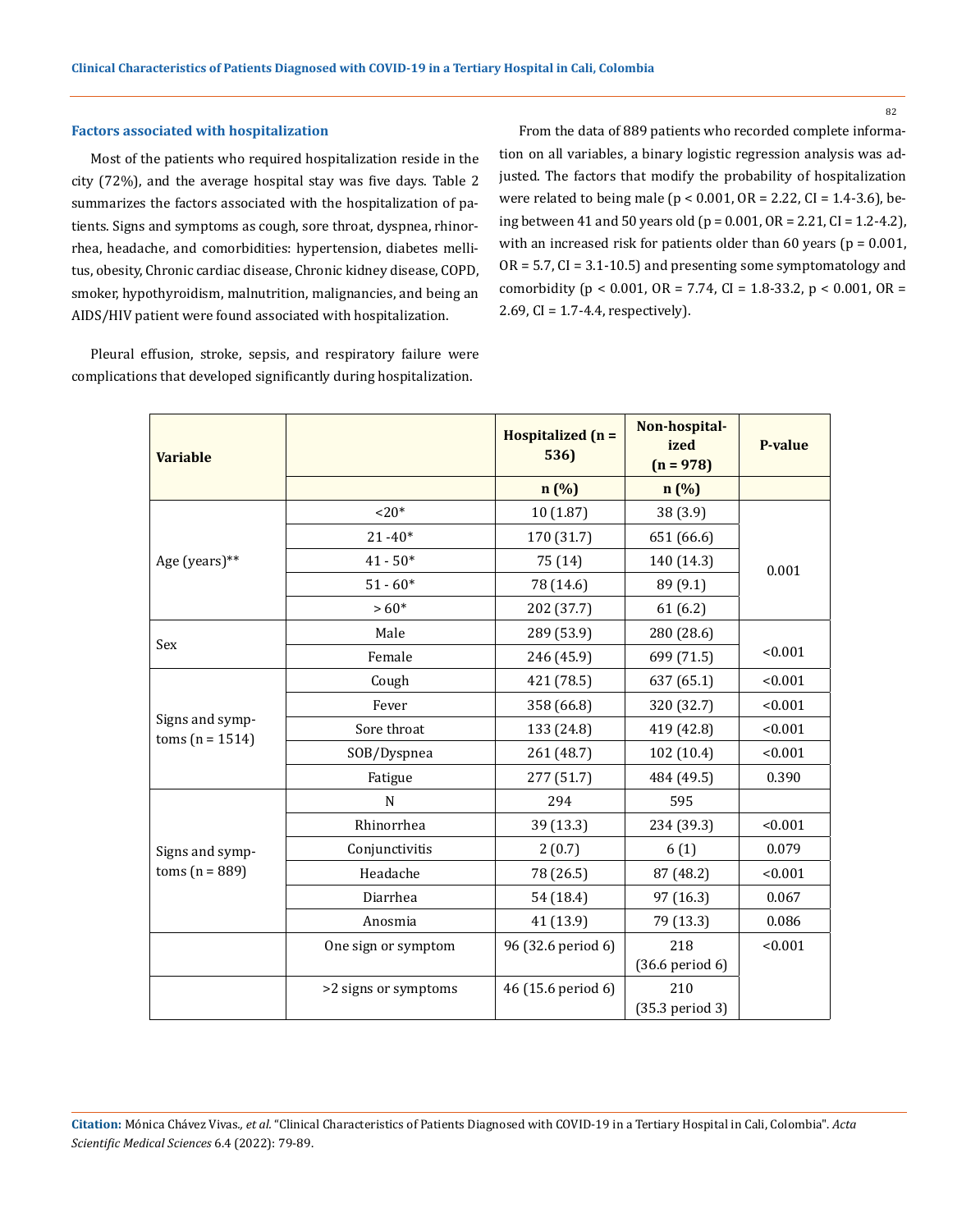### Factors associated with hospitalization

Most of the patients who required hospitalization reside in the city (72%), and the average hospital stay was five days. Table 2 summarizes the factors associated with the hospitalization of patients. Signs and symptoms as cough, sore throat, dyspnea, rhinorrhea, headache, and comorbidities: hypertension, diabetes mellitus, obesity, Chronic cardiac disease, Chronic kidney disease, COPD, smoker, hypothyroidism, malnutrition, malignancies, and being an AIDS/HIV patient were found associated with hospitalization.

Pleural effusion, stroke, sepsis, and respiratory failure were complications that developed significantly during hospitalization.

From the data of 889 patients who recorded complete information on all variables, a binary logistic regression analysis was adjusted. The factors that modify the probability of hospitalization were related to being male ($p < 0.001$, OR = 2.22, CI = 1.4-3.6), being between 41 and 50 years old ($p = 0.001$, OR = 2.21, CI = 1.2-4.2), with an increased risk for patients older than 60 years ($p = 0.001$, OR = 5.7, CI = 3.1-10.5) and presenting some symptomatology and comorbidity ($p < 0.001$, OR = 7.74, CI = 1.8-33.2, $p < 0.001$, OR = 2.69, CI = 1.7-4.4, respectively).

| Variable | | Hospitalized (n = 536) | Non-hospitalized (n = 978) | P-value |
|---|---|---|---|---|
| | | n (%) | n (%) | |
| Age (years)** | <20* | 10 (1.87) | 38 (3.9) | 0.001 |
| | 21 -40* | 170 (31.7) | 651 (66.6) | |
| | 41 - 50* | 75 (14) | 140 (14.3) | |
| | 51 - 60* | 78 (14.6) | 89 (9.1) | |
| | > 60* | 202 (37.7) | 61 (6.2) | |
| Sex | Male | 289 (53.9) | 280 (28.6) | <0.001 |
| | Female | 246 (45.9) | 699 (71.5) | |
| Signs and symptoms (n = 1514) | Cough | 421 (78.5) | 637 (65.1) | <0.001 |
| | Fever | 358 (66.8) | 320 (32.7) | <0.001 |
| | Sore throat | 133 (24.8) | 419 (42.8) | <0.001 |
| | SOB/Dyspnea | 261 (48.7) | 102 (10.4) | <0.001 |
| | Fatigue | 277 (51.7) | 484 (49.5) | 0.390 |
| Signs and symptoms (n = 889) | N | 294 | 595 | |
| | Rhinorrhea | 39 (13.3) | 234 (39.3) | <0.001 |
| | Conjunctivitis | 2 (0.7) | 6 (1) | 0.079 |
| | Headache | 78 (26.5) | 87 (48.2) | <0.001 |
| | Diarrhea | 54 (18.4) | 97 (16.3) | 0.067 |
| | Anosmia | 41 (13.9) | 79 (13.3) | 0.086 |
| | One sign or symptom | 96 (32.6 period 6) | 218 (36.6 period 6) | <0.001 |
| | >2 signs or symptoms | 46 (15.6 period 6) | 210 (35.3 period 3) | |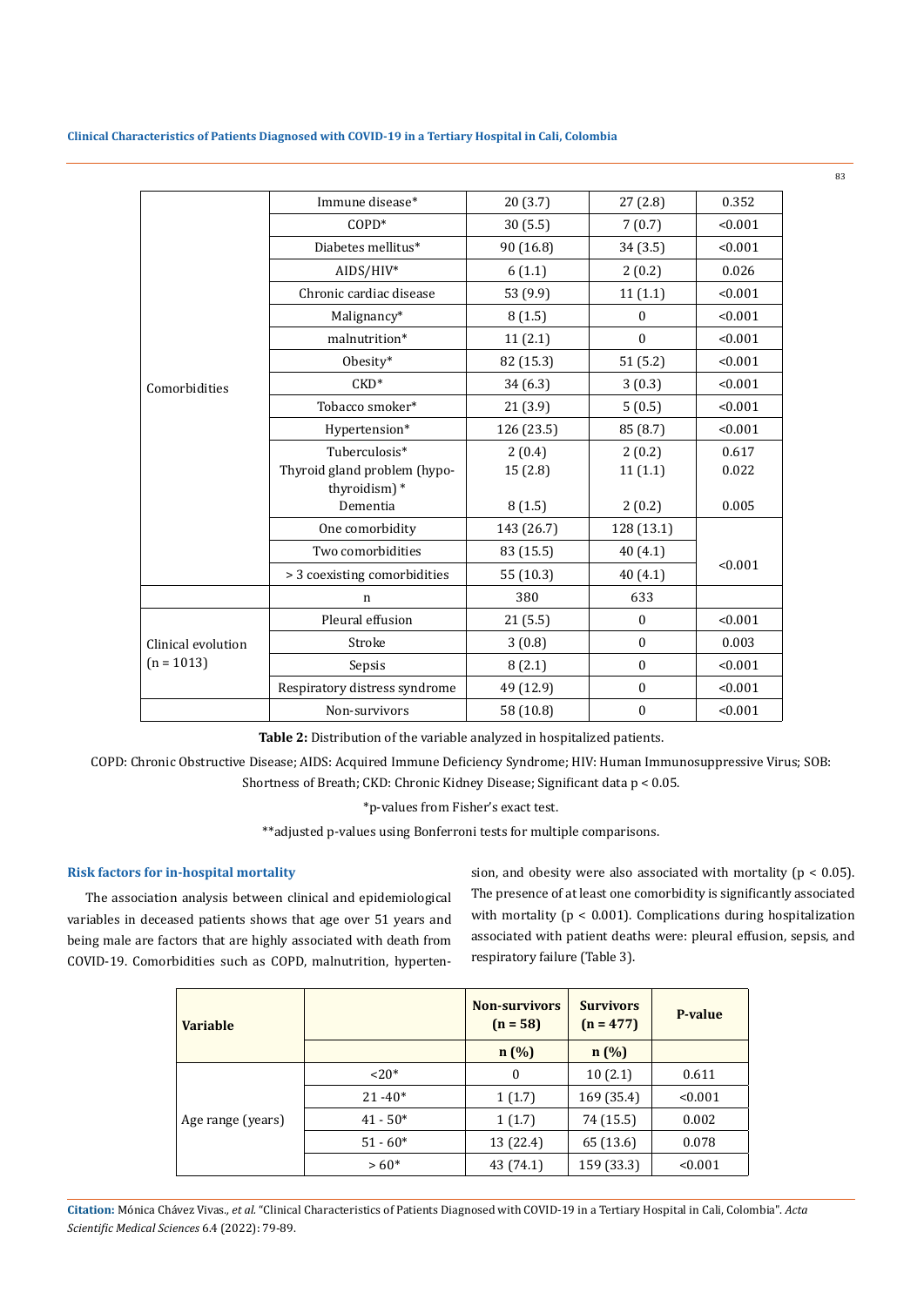| | | | | |
|---|---|---|---|---|
| Comorbidities | Immune disease* | 20 (3.7) | 27 (2.8) | 0.352 |
| | COPD* | 30 (5.5) | 7 (0.7) | <0.001 |
| | Diabetes mellitus* | 90 (16.8) | 34 (3.5) | <0.001 |
| | AIDS/HIV* | 6 (1.1) | 2 (0.2) | 0.026 |
| | Chronic cardiac disease | 53 (9.9) | 11 (1.1) | <0.001 |
| | Malignancy* | 8 (1.5) | 0 | <0.001 |
| | malnutrition* | 11 (2.1) | 0 | <0.001 |
| | Obesity* | 82 (15.3) | 51 (5.2) | <0.001 |
| | CKD* | 34 (6.3) | 3 (0.3) | <0.001 |
| | Tobacco smoker* | 21 (3.9) | 5 (0.5) | <0.001 |
| | Hypertension* | 126 (23.5) | 85 (8.7) | <0.001 |
| | Tuberculosis* | 2 (0.4) | 2 (0.2) | 0.617 |
| | Thyroid gland problem (hypo-thyroidism) * | 15 (2.8) | 11 (1.1) | 0.022 |
| | Dementia | 8 (1.5) | 2 (0.2) | 0.005 |
| | One comorbidity | 143 (26.7) | 128 (13.1) | <0.001 |
| | Two comorbidities | 83 (15.5) | 40 (4.1) | |
| | > 3 coexisting comorbidities | 55 (10.3) | 40 (4.1) | |
| | n | 380 | 633 | |
| Clinical evolution (n = 1013) | Pleural effusion | 21 (5.5) | 0 | <0.001 |
| | Stroke | 3 (0.8) | 0 | 0.003 |
| | Sepsis | 8 (2.1) | 0 | <0.001 |
| | Respiratory distress syndrome | 49 (12.9) | 0 | <0.001 |
| | Non-survivors | 58 (10.8) | 0 | <0.001 |

**Table 2:** Distribution of the variable analyzed in hospitalized patients.

COPD: Chronic Obstructive Disease; AIDS: Acquired Immune Deficiency Syndrome; HIV: Human Immunosuppressive Virus; SOB: Shortness of Breath; CKD: Chronic Kidney Disease; Significant data p < 0.05.

*p-values from Fisher's exact test.

**adjusted p-values using Bonferroni tests for multiple comparisons.

### Risk factors for in-hospital mortality

The association analysis between clinical and epidemiological variables in deceased patients shows that age over 51 years and being male are factors that are highly associated with death from COVID-19. Comorbidities such as COPD, malnutrition, hypertension, and obesity were also associated with mortality ($p < 0.05$). The presence of at least one comorbidity is significantly associated with mortality ($p < 0.001$). Complications during hospitalization associated with patient deaths were: pleural effusion, sepsis, and respiratory failure (Table 3).

| Variable | | Non-survivors (n = 58) | Survivors (n = 477) | P-value |
|---|---|---|---|---|
| | | n (%) | n (%) | |
| Age range (years) | <20* | 0 | 10 (2.1) | 0.611 |
| | 21 -40* | 1 (1.7) | 169 (35.4) | <0.001 |
| | 41 - 50* | 1 (1.7) | 74 (15.5) | 0.002 |
| | 51 - 60* | 13 (22.4) | 65 (13.6) | 0.078 |
| | > 60* | 43 (74.1) | 159 (33.3) | <0.001 |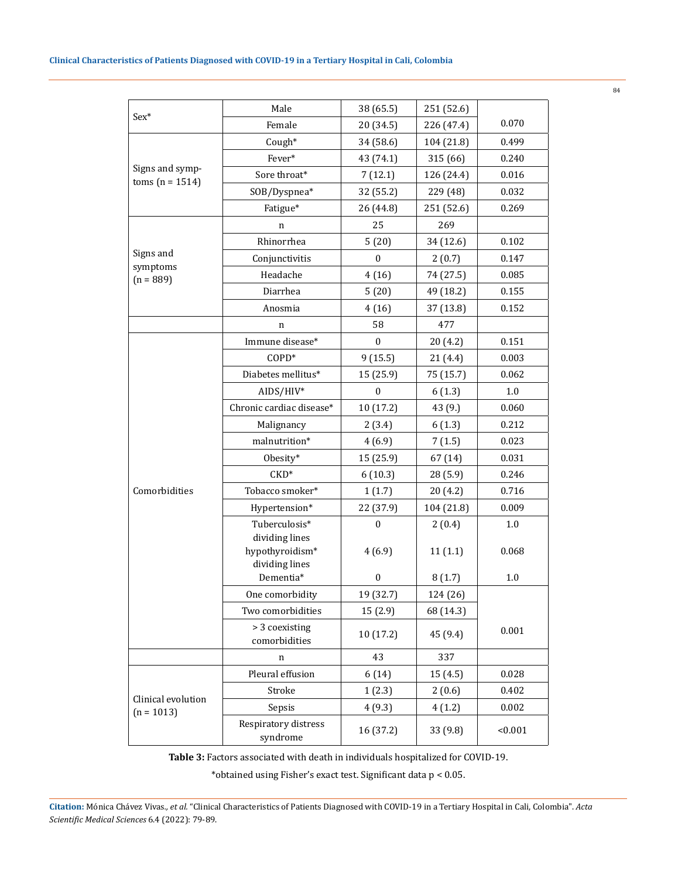| | | | | |
|---|---|---|---|---|
| Sex* | Male | 38 (65.5) | 251 (52.6) | |
| | Female | 20 (34.5) | 226 (47.4) | 0.070 |
| Signs and symptoms (n = 1514) | Cough* | 34 (58.6) | 104 (21.8) | 0.499 |
| | Fever* | 43 (74.1) | 315 (66) | 0.240 |
| | Sore throat* | 7 (12.1) | 126 (24.4) | 0.016 |
| | SOB/Dyspnea* | 32 (55.2) | 229 (48) | 0.032 |
| | Fatigue* | 26 (44.8) | 251 (52.6) | 0.269 |
| Signs and symptoms (n = 889) | n | 25 | 269 | |
| | Rhinorrhea | 5 (20) | 34 (12.6) | 0.102 |
| | Conjunctivitis | 0 | 2 (0.7) | 0.147 |
| | Headache | 4 (16) | 74 (27.5) | 0.085 |
| | Diarrhea | 5 (20) | 49 (18.2) | 0.155 |
| | Anosmia | 4 (16) | 37 (13.8) | 0.152 |
| | n | 58 | 477 | |
| Comorbidities | Immune disease* | 0 | 20 (4.2) | 0.151 |
| | COPD* | 9 (15.5) | 21 (4.4) | 0.003 |
| | Diabetes mellitus* | 15 (25.9) | 75 (15.7) | 0.062 |
| | AIDS/HIV* | 0 | 6 (1.3) | 1.0 |
| | Chronic cardiac disease* | 10 (17.2) | 43 (9.) | 0.060 |
| | Malignancy | 2 (3.4) | 6 (1.3) | 0.212 |
| | malnutrition* | 4 (6.9) | 7 (1.5) | 0.023 |
| | Obesity* | 15 (25.9) | 67 (14) | 0.031 |
| | CKD* | 6 (10.3) | 28 (5.9) | 0.246 |
| | Tobacco smoker* | 1 (1.7) | 20 (4.2) | 0.716 |
| | Hypertension* | 22 (37.9) | 104 (21.8) | 0.009 |
| | Tuberculosis* | 0 | 2 (0.4) | 1.0 |
| | hypothyroidism* | 4 (6.9) | 11 (1.1) | 0.068 |
| | Dementia* | 0 | 8 (1.7) | 1.0 |
| | One comorbidity | 19 (32.7) | 124 (26) | |
| | Two comorbidities | 15 (2.9) | 68 (14.3) | |
| | > 3 coexisting comorbidities | 10 (17.2) | 45 (9.4) | 0.001 |
| | n | 43 | 337 | |
| Clinical evolution (n = 1013) | Pleural effusion | 6 (14) | 15 (4.5) | 0.028 |
| | Stroke | 1 (2.3) | 2 (0.6) | 0.402 |
| | Sepsis | 4 (9.3) | 4 (1.2) | 0.002 |
| | Respiratory distress syndrome | 16 (37.2) | 33 (9.8) | <0.001 |

**Table 3:** Factors associated with death in individuals hospitalized for COVID-19.

*obtained using Fisher's exact test. Significant data p < 0.05.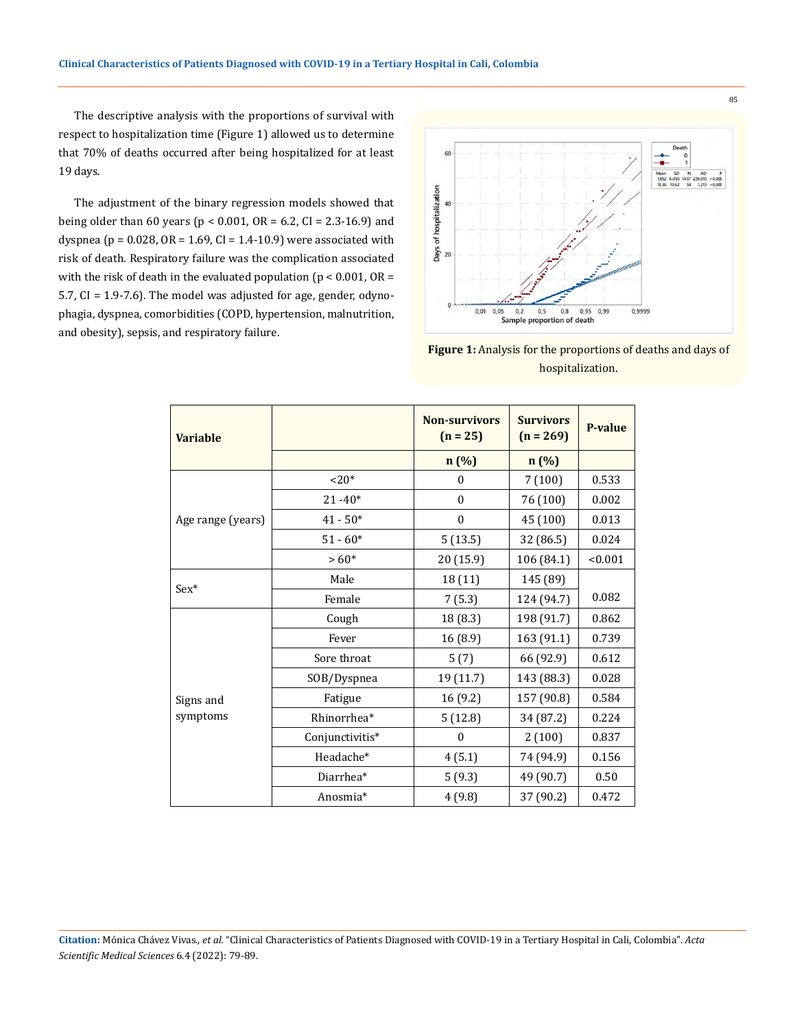The descriptive analysis with the proportions of survival with respect to hospitalization time (Figure 1) allowed us to determine that 70% of deaths occurred after being hospitalized for at least 19 days.

The adjustment of the binary regression models showed that being older than 60 years ($p < 0.001$, OR = 6.2, CI = 2.3-16.9) and dyspnea ($p = 0.028$, OR = 1.69, CI = 1.4-10.9) were associated with risk of death. Respiratory failure was the complication associated with the risk of death in the evaluated population ($p < 0.001$, OR = 5.7, CI = 1.9-7.6). The model was adjusted for age, gender, odynophagia, dyspnea, comorbidities (COPD, hypertension, malnutrition, and obesity), sepsis, and respiratory failure.

**Figure 1:** Analysis for the proportions of deaths and days of hospitalization.

| Variable | | Non-survivors (n = 25) | Survivors (n = 269) | P-value |
|---|---|---|---|---|
| | | n (%) | n (%) | |
| Age range (years) | <20* | 0 | 7 (100) | 0.533 |
| | 21 -40* | 0 | 76 (100) | 0.002 |
| | 41 - 50* | 0 | 45 (100) | 0.013 |
| | 51 - 60* | 5 (13.5) | 32 (86.5) | 0.024 |
| | > 60* | 20 (15.9) | 106 (84.1) | <0.001 |
| Sex* | Male | 18 (11) | 145 (89) | 0.082 |
| | Female | 7 (5.3) | 124 (94.7) | |
| Signs and symptoms | Cough | 18 (8.3) | 198 (91.7) | 0.862 |
| | Fever | 16 (8.9) | 163 (91.1) | 0.739 |
| | Sore throat | 5 (7) | 66 (92.9) | 0.612 |
| | SOB/Dyspnea | 19 (11.7) | 143 (88.3) | 0.028 |
| | Fatigue | 16 (9.2) | 157 (90.8) | 0.584 |
| | Rhinorrhea* | 5 (12.8) | 34 (87.2) | 0.224 |
| | Conjunctivitis* | 0 | 2 (100) | 0.837 |
| | Headache* | 4 (5.1) | 74 (94.9) | 0.156 |
| | Diarrhea* | 5 (9.3) | 49 (90.7) | 0.50 |
| | Anosmia* | 4 (9.8) | 37 (90.2) | 0.472 |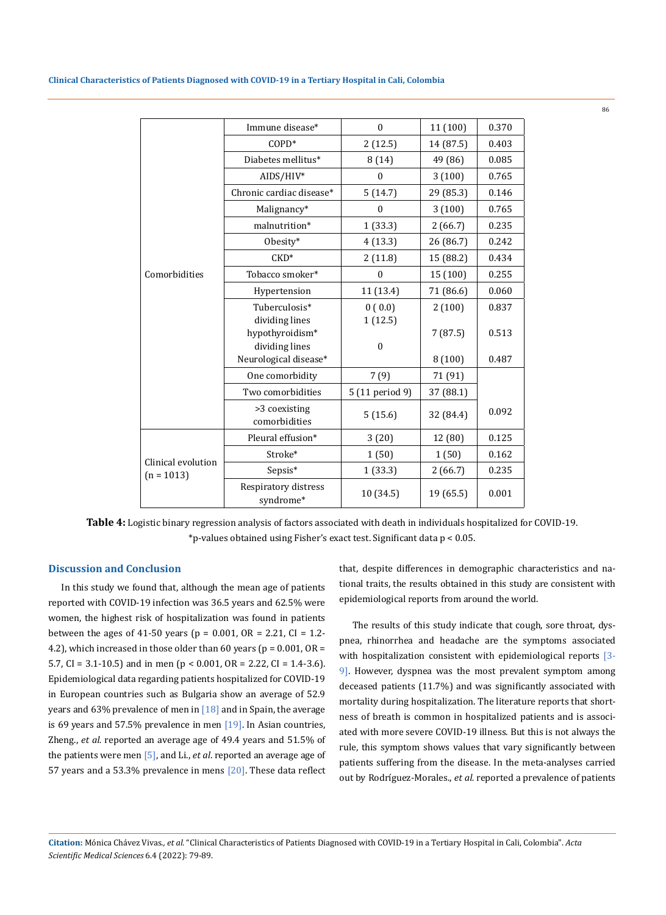| | | | | |
|---|---|---|---|---|
| Comorbidities | Immune disease* | 0 | 11 (100) | 0.370 |
| | COPD* | 2 (12.5) | 14 (87.5) | 0.403 |
| | Diabetes mellitus* | 8 (14) | 49 (86) | 0.085 |
| | AIDS/HIV* | 0 | 3 (100) | 0.765 |
| | Chronic cardiac disease* | 5 (14.7) | 29 (85.3) | 0.146 |
| | Malignancy* | 0 | 3 (100) | 0.765 |
| | malnutrition* | 1 (33.3) | 2 (66.7) | 0.235 |
| | Obesity* | 4 (13.3) | 26 (86.7) | 0.242 |
| | CKD* | 2 (11.8) | 15 (88.2) | 0.434 |
| | Tobacco smoker* | 0 | 15 (100) | 0.255 |
| | Hypertension | 11 (13.4) | 71 (86.6) | 0.060 |
| | Tuberculosis* dividing lines hypothyroidism* dividing lines Neurological disease* | 0 ( 0.0) 1 (12.5) 0 | 2 (100) 7 (87.5) 8 (100) | 0.837 0.513 0.487 |
| | One comorbidity | 7 (9) | 71 (91) | |
| | Two comorbidities | 5 (11 period 9) | 37 (88.1) | |
| | >3 coexisting comorbidities | 5 (15.6) | 32 (84.4) | 0.092 |
| Clinical evolution (n = 1013) | Pleural effusion* | 3 (20) | 12 (80) | 0.125 |
| | Stroke* | 1 (50) | 1 (50) | 0.162 |
| | Sepsis* | 1 (33.3) | 2 (66.7) | 0.235 |
| | Respiratory distress syndrome* | 10 (34.5) | 19 (65.5) | 0.001 |

**Table 4:** Logistic binary regression analysis of factors associated with death in individuals hospitalized for COVID-19. *p-values obtained using Fisher's exact test. Significant data p < 0.05.

## Discussion and Conclusion

In this study we found that, although the mean age of patients reported with COVID-19 infection was 36.5 years and 62.5% were women, the highest risk of hospitalization was found in patients between the ages of 41-50 years (p = 0.001, OR = 2.21, CI = 1.2-4.2), which increased in those older than 60 years (p = 0.001, OR = 5.7, CI = 3.1-10.5) and in men (p < 0.001, OR = 2.22, CI = 1.4-3.6). Epidemiological data regarding patients hospitalized for COVID-19 in European countries such as Bulgaria show an average of 52.9 years and 63% prevalence of men in [18] and in Spain, the average is 69 years and 57.5% prevalence in men [19]. In Asian countries, Zheng., *et al.* reported an average age of 49.4 years and 51.5% of the patients were men [5], and Li., *et al.* reported an average age of 57 years and a 53.3% prevalence in mens [20]. These data reflect that, despite differences in demographic characteristics and national traits, the results obtained in this study are consistent with epidemiological reports from around the world.

The results of this study indicate that cough, sore throat, dyspnea, rhinorrhea and headache are the symptoms associated with hospitalization consistent with epidemiological reports [3-9]. However, dyspnea was the most prevalent symptom among deceased patients (11.7%) and was significantly associated with mortality during hospitalization. The literature reports that shortness of breath is common in hospitalized patients and is associated with more severe COVID-19 illness. But this is not always the rule, this symptom shows values that vary significantly between patients suffering from the disease. In the meta-analyses carried out by Rodríguez-Morales., *et al.* reported a prevalence of patients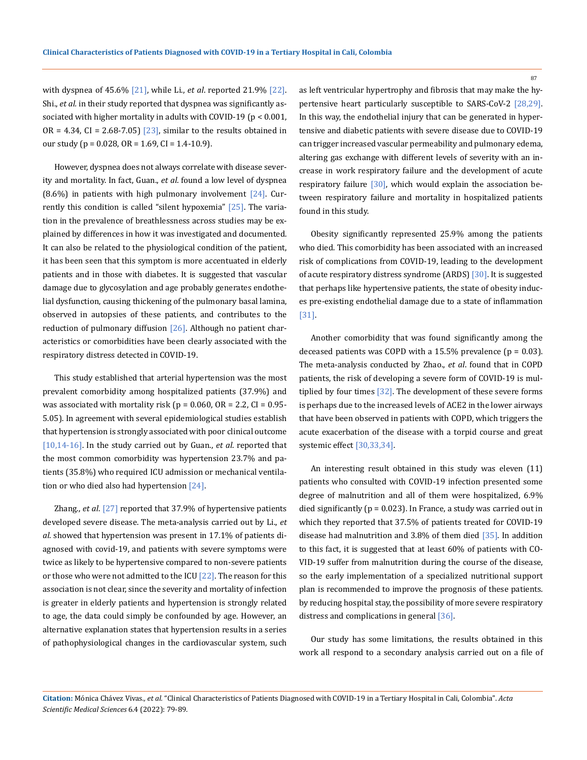with dyspnea of 45.6% [21], while Li., *et al*. reported 21.9% [22]. Shi., *et al.* in their study reported that dyspnea was significantly associated with higher mortality in adults with COVID-19 ($p < 0.001$, OR = 4.34, CI = 2.68-7.05) [23], similar to the results obtained in our study ($p = 0.028$, OR = 1.69, CI = 1.4-10.9).

However, dyspnea does not always correlate with disease severity and mortality. In fact, Guan., *et al*. found a low level of dyspnea (8.6%) in patients with high pulmonary involvement [24]. Currently this condition is called "silent hypoxemia" [25]. The variation in the prevalence of breathlessness across studies may be explained by differences in how it was investigated and documented. It can also be related to the physiological condition of the patient, it has been seen that this symptom is more accentuated in elderly patients and in those with diabetes. It is suggested that vascular damage due to glycosylation and age probably generates endothelial dysfunction, causing thickening of the pulmonary basal lamina, observed in autopsies of these patients, and contributes to the reduction of pulmonary diffusion [26]. Although no patient characteristics or comorbidities have been clearly associated with the respiratory distress detected in COVID-19.

This study established that arterial hypertension was the most prevalent comorbidity among hospitalized patients (37.9%) and was associated with mortality risk ($p = 0.060$, OR = 2.2, CI = 0.95-5.05). In agreement with several epidemiological studies establish that hypertension is strongly associated with poor clinical outcome [10,14-16]. In the study carried out by Guan., *et al*. reported that the most common comorbidity was hypertension 23.7% and patients (35.8%) who required ICU admission or mechanical ventilation or who died also had hypertension [24].

Zhang., *et al*. [27] reported that 37.9% of hypertensive patients developed severe disease. The meta-analysis carried out by Li., *et al.* showed that hypertension was present in 17.1% of patients diagnosed with covid-19, and patients with severe symptoms were twice as likely to be hypertensive compared to non-severe patients or those who were not admitted to the ICU [22]. The reason for this association is not clear, since the severity and mortality of infection is greater in elderly patients and hypertension is strongly related to age, the data could simply be confounded by age. However, an alternative explanation states that hypertension results in a series of pathophysiological changes in the cardiovascular system, such as left ventricular hypertrophy and fibrosis that may make the hypertensive heart particularly susceptible to SARS-CoV-2 [28,29]. In this way, the endothelial injury that can be generated in hypertensive and diabetic patients with severe disease due to COVID-19 can trigger increased vascular permeability and pulmonary edema, altering gas exchange with different levels of severity with an increase in work respiratory failure and the development of acute respiratory failure [30], which would explain the association between respiratory failure and mortality in hospitalized patients found in this study.

Obesity significantly represented 25.9% among the patients who died. This comorbidity has been associated with an increased risk of complications from COVID-19, leading to the development of acute respiratory distress syndrome (ARDS) [30]. It is suggested that perhaps like hypertensive patients, the state of obesity induces pre-existing endothelial damage due to a state of inflammation [31].

Another comorbidity that was found significantly among the deceased patients was COPD with a 15.5% prevalence ($p = 0.03$). The meta-analysis conducted by Zhao., *et al*. found that in COPD patients, the risk of developing a severe form of COVID-19 is multiplied by four times [32]. The development of these severe forms is perhaps due to the increased levels of ACE2 in the lower airways that have been observed in patients with COPD, which triggers the acute exacerbation of the disease with a torpid course and great systemic effect [30,33,34].

An interesting result obtained in this study was eleven (11) patients who consulted with COVID-19 infection presented some degree of malnutrition and all of them were hospitalized, 6.9% died significantly ($p = 0.023$). In France, a study was carried out in which they reported that 37.5% of patients treated for COVID-19 disease had malnutrition and 3.8% of them died [35]. In addition to this fact, it is suggested that at least 60% of patients with COVID-19 suffer from malnutrition during the course of the disease, so the early implementation of a specialized nutritional support plan is recommended to improve the prognosis of these patients. by reducing hospital stay, the possibility of more severe respiratory distress and complications in general [36].

Our study has some limitations, the results obtained in this work all respond to a secondary analysis carried out on a file of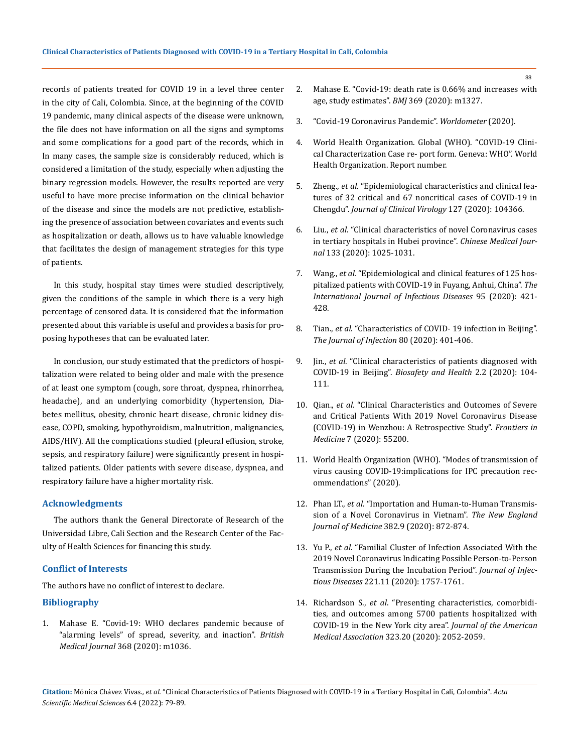records of patients treated for COVID 19 in a level three center in the city of Cali, Colombia. Since, at the beginning of the COVID 19 pandemic, many clinical aspects of the disease were unknown, the file does not have information on all the signs and symptoms and some complications for a good part of the records, which in In many cases, the sample size is considerably reduced, which is considered a limitation of the study, especially when adjusting the binary regression models. However, the results reported are very useful to have more precise information on the clinical behavior of the disease and since the models are not predictive, establishing the presence of association between covariates and events such as hospitalization or death, allows us to have valuable knowledge that facilitates the design of management strategies for this type of patients.

In this study, hospital stay times were studied descriptively, given the conditions of the sample in which there is a very high percentage of censored data. It is considered that the information presented about this variable is useful and provides a basis for proposing hypotheses that can be evaluated later.

In conclusion, our study estimated that the predictors of hospitalization were related to being older and male with the presence of at least one symptom (cough, sore throat, dyspnea, rhinorrhea, headache), and an underlying comorbidity (hypertension, Diabetes mellitus, obesity, chronic heart disease, chronic kidney disease, COPD, smoking, hypothyroidism, malnutrition, malignancies, AIDS/HIV). All the complications studied (pleural effusion, stroke, sepsis, and respiratory failure) were significantly present in hospitalized patients. Older patients with severe disease, dyspnea, and respiratory failure have a higher mortality risk.

## Acknowledgments

The authors thank the General Directorate of Research of the Universidad Libre, Cali Section and the Research Center of the Faculty of Health Sciences for financing this study.

## Conflict of Interests

The authors have no conflict of interest to declare.

## Bibliography

1. Mahase E. "Covid-19: WHO declares pandemic because of "alarming levels" of spread, severity, and inaction". *British Medical Journal* 368 (2020): m1036.
2. Mahase E. "Covid-19: death rate is 0.66% and increases with age, study estimates". *BMJ* 369 (2020): m1327.
3. "Covid-19 Coronavirus Pandemic". *Worldometer* (2020).
4. World Health Organization. Global (WHO). "COVID-19 Clinical Characterization Case re- port form. Geneva: WHO". World Health Organization. Report number.
5. Zheng., *et al*. "Epidemiological characteristics and clinical features of 32 critical and 67 noncritical cases of COVID-19 in Chengdu". *Journal of Clinical Virology* 127 (2020): 104366.
6. Liu., *et al*. "Clinical characteristics of novel Coronavirus cases in tertiary hospitals in Hubei province". *Chinese Medical Journal* 133 (2020): 1025-1031.
7. Wang., *et al.* "Epidemiological and clinical features of 125 hospitalized patients with COVID-19 in Fuyang, Anhui, China". *The International Journal of Infectious Diseases* 95 (2020): 421-428.
8. Tian., *et al*. "Characteristics of COVID- 19 infection in Beijing". *The Journal of Infection* 80 (2020): 401-406.
9. Jin., *et al*. "Clinical characteristics of patients diagnosed with COVID-19 in Beijing". *Biosafety and Health* 2.2 (2020): 104-111.
10. Qian., *et al*. "Clinical Characteristics and Outcomes of Severe and Critical Patients With 2019 Novel Coronavirus Disease (COVID-19) in Wenzhou: A Retrospective Study". *Frontiers in Medicine* 7 (2020): 55200.
11. World Health Organization (WHO). "Modes of transmission of virus causing COVID-19:implications for IPC precaution recommendations" (2020).
12. Phan LT., *et al*. "Importation and Human-to-Human Transmission of a Novel Coronavirus in Vietnam". *The New England Journal of Medicine* 382.9 (2020): 872-874.
13. Yu P., *et al*. "Familial Cluster of Infection Associated With the 2019 Novel Coronavirus Indicating Possible Person-to-Person Transmission During the Incubation Period". *Journal of Infectious Diseases* 221.11 (2020): 1757-1761.
14. Richardson S., *et al*. "Presenting characteristics, comorbidities, and outcomes among 5700 patients hospitalized with COVID-19 in the New York city area". *Journal of the American Medical Association* 323.20 (2020): 2052-2059.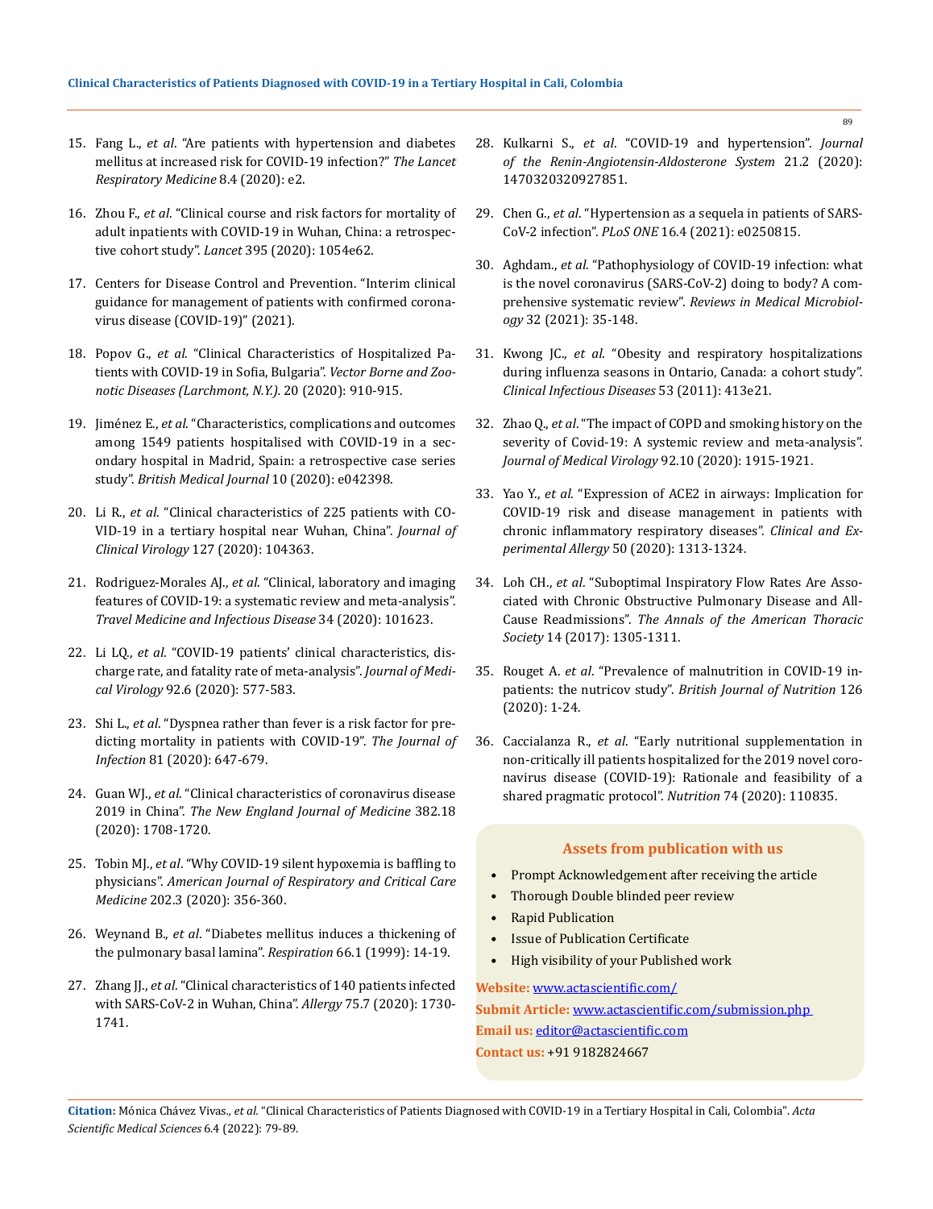15. Fang L., *et al*. "Are patients with hypertension and diabetes mellitus at increased risk for COVID-19 infection?" *The Lancet Respiratory Medicine* 8.4 (2020): e2.

16. Zhou F., *et al*. "Clinical course and risk factors for mortality of adult inpatients with COVID-19 in Wuhan, China: a retrospective cohort study". *Lancet* 395 (2020): 1054e62.

17. Centers for Disease Control and Prevention. "Interim clinical guidance for management of patients with confirmed coronavirus disease (COVID-19)" (2021).

18. Popov G., *et al*. "Clinical Characteristics of Hospitalized Patients with COVID-19 in Sofia, Bulgaria". *Vector Borne and Zoonotic Diseases (Larchmont, N.Y.).* 20 (2020): 910-915.

19. Jiménez E., *et al*. "Characteristics, complications and outcomes among 1549 patients hospitalised with COVID-19 in a secondary hospital in Madrid, Spain: a retrospective case series study". *British Medical Journal* 10 (2020): e042398.

20. Li R., *et al*. "Clinical characteristics of 225 patients with COVID-19 in a tertiary hospital near Wuhan, China". *Journal of Clinical Virology* 127 (2020): 104363.

21. Rodriguez-Morales AJ., *et al*. "Clinical, laboratory and imaging features of COVID-19: a systematic review and meta-analysis". *Travel Medicine and Infectious Disease* 34 (2020): 101623.

22. Li LQ., *et al*. "COVID-19 patients' clinical characteristics, discharge rate, and fatality rate of meta-analysis". *Journal of Medical Virology* 92.6 (2020): 577-583.

23. Shi L., *et al*. "Dyspnea rather than fever is a risk factor for predicting mortality in patients with COVID-19". *The Journal of Infection* 81 (2020): 647-679.

24. Guan WJ., *et al*. "Clinical characteristics of coronavirus disease 2019 in China". *The New England Journal of Medicine* 382.18 (2020): 1708-1720.

25. Tobin MJ., *et al*. "Why COVID-19 silent hypoxemia is baffling to physicians". *American Journal of Respiratory and Critical Care Medicine* 202.3 (2020): 356-360.

26. Weynand B., *et al*. "Diabetes mellitus induces a thickening of the pulmonary basal lamina". *Respiration* 66.1 (1999): 14-19.

27. Zhang JJ., *et al*. "Clinical characteristics of 140 patients infected with SARS-CoV-2 in Wuhan, China". *Allergy* 75.7 (2020): 1730-1741.

28. Kulkarni S., *et al*. "COVID-19 and hypertension". *Journal of the Renin-Angiotensin-Aldosterone System* 21.2 (2020): 1470320320927851.

29. Chen G., *et al*. "Hypertension as a sequela in patients of SARS-CoV-2 infection". *PLoS ONE* 16.4 (2021): e0250815.

30. Aghdam., *et al*. "Pathophysiology of COVID-19 infection: what is the novel coronavirus (SARS-CoV-2) doing to body? A comprehensive systematic review". *Reviews in Medical Microbiology* 32 (2021): 35-148.

31. Kwong JC., *et al*. "Obesity and respiratory hospitalizations during influenza seasons in Ontario, Canada: a cohort study". *Clinical Infectious Diseases* 53 (2011): 413e21.

32. Zhao Q., *et al*. "The impact of COPD and smoking history on the severity of Covid-19: A systemic review and meta-analysis". *Journal of Medical Virology* 92.10 (2020): 1915-1921.

33. Yao Y., *et al*. "Expression of ACE2 in airways: Implication for COVID-19 risk and disease management in patients with chronic inflammatory respiratory diseases". *Clinical and Experimental Allergy* 50 (2020): 1313-1324.

34. Loh CH., *et al*. "Suboptimal Inspiratory Flow Rates Are Associated with Chronic Obstructive Pulmonary Disease and All-Cause Readmissions". *The Annals of the American Thoracic Society* 14 (2017): 1305-1311.

35. Rouget A. *et al*. "Prevalence of malnutrition in COVID-19 inpatients: the nutricov study". *British Journal of Nutrition* 126 (2020): 1-24.

36. Caccialanza R., *et al*. "Early nutritional supplementation in non-critically ill patients hospitalized for the 2019 novel coronavirus disease (COVID-19): Rationale and feasibility of a shared pragmatic protocol". *Nutrition* 74 (2020): 110835.

**Assets from publication with us**

- Prompt Acknowledgement after receiving the article
- Thorough Double blinded peer review
- Rapid Publication
- Issue of Publication Certificate
- High visibility of your Published work

**Website:** www.actascientific.com/
**Submit Article:** www.actascientific.com/submission.php
**Email us:** editor@actascientific.com
**Contact us:** +91 9182824667